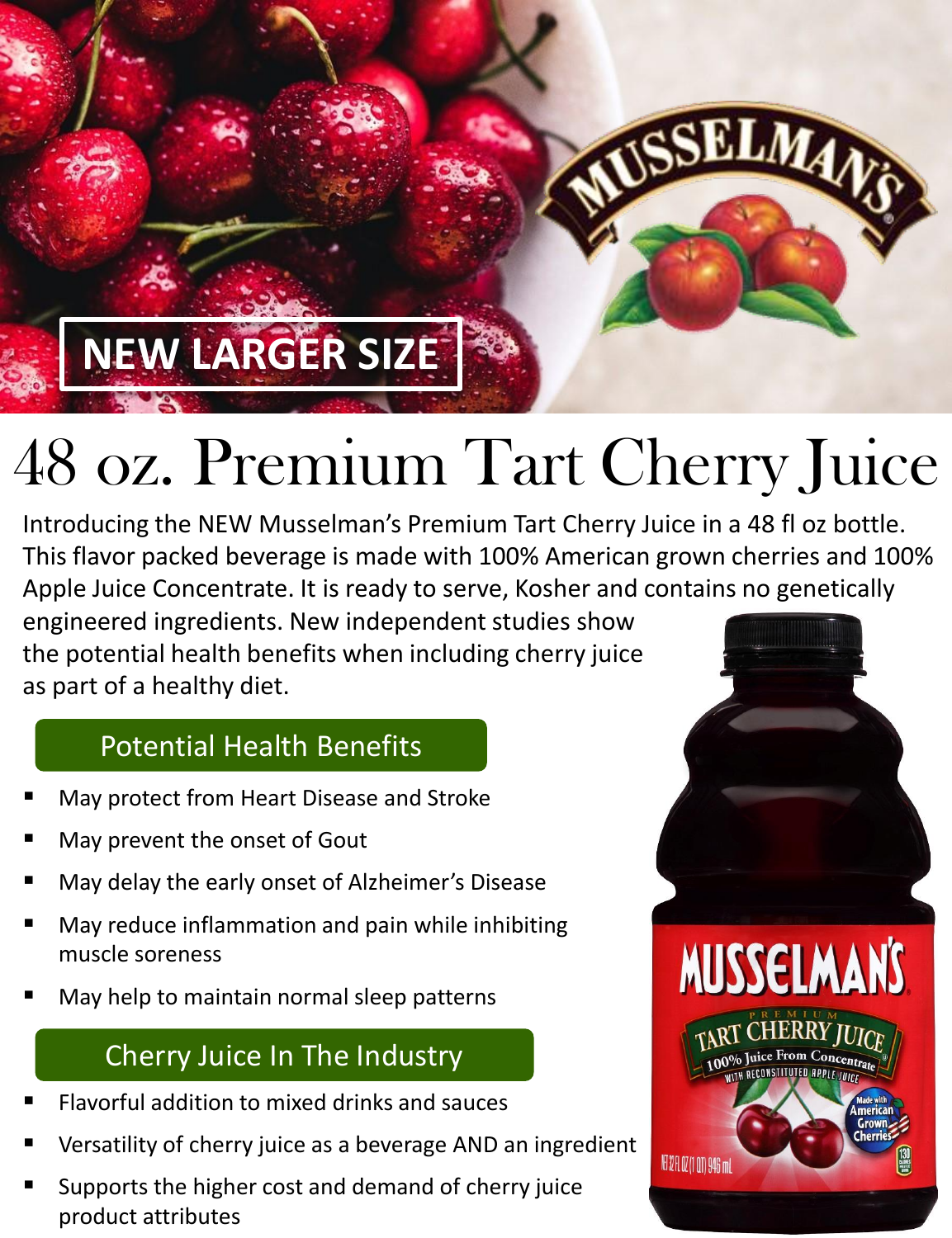NEW LARGER SIZE

# 48 oz. Premium Tart Cherry Juice

Introducing the NEW Musselman's Premium Tart Cherry Juice in a 48 fl oz bottle. This flavor packed beverage is made with 100% American grown cherries and 100% Apple Juice Concentrate. It is ready to serve, Kosher and contains no genetically engineered ingredients. New independent studies show the potential health benefits when including cherry juice as part of a healthy diet.

## Potential Health Benefits

- May protect from Heart Disease and Stroke
- May prevent the onset of Gout
- May delay the early onset of Alzheimer's Disease
- May reduce inflammation and pain while inhibiting muscle soreness
- May help to maintain normal sleep patterns

## Cherry Juice In The Industry

- Flavorful addition to mixed drinks and sauces
- Versatility of cherry juice as a beverage AND an ingredient
- Supports the higher cost and demand of cherry juice product attributes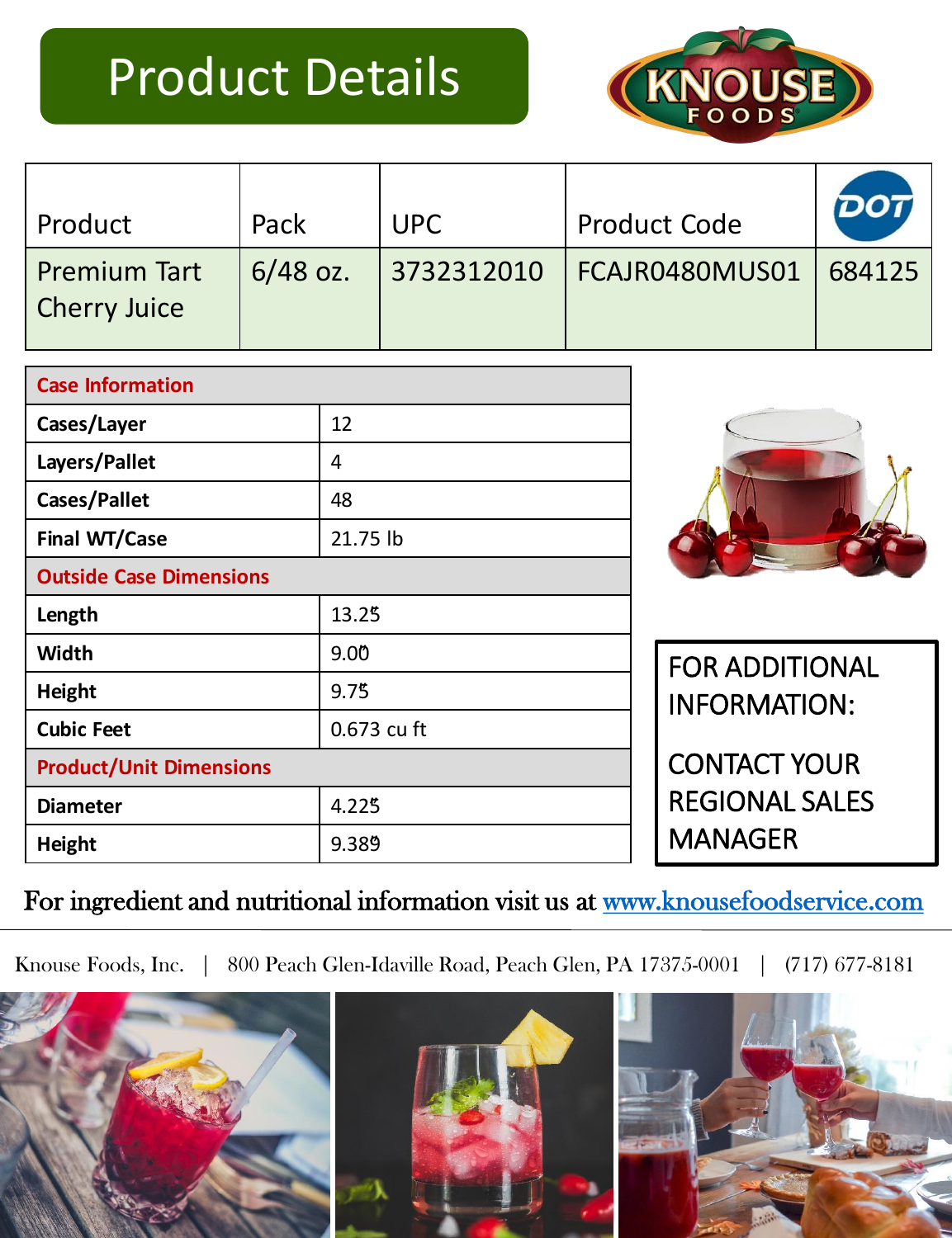# Product Details

| Product | Pack | UPC | Product Code | DOT |
|---|---|---|---|---|
| Premium Tart Cherry Juice | 6/48 oz. | 3732312010 | FCAJR0480MUS01 | 684125 |

| Case Information | |
|---|---|
| Cases/Layer | 12 |
| Layers/Pallet | 4 |
| Cases/Pallet | 48 |
| Final WT/Case | 21.75 lb |
| **Outside Case Dimensions** | |
| Length | 13.25 |
| Width | 9.00 |
| Height | 9.75 |
| Cubic Feet | 0.673 cu ft |
| **Product/Unit Dimensions** | |
| Diameter | 4.225 |
| Height | 9.389 |

FOR ADDITIONAL INFORMATION:

CONTACT YOUR REGIONAL SALES MANAGER

For ingredient and nutritional information visit us at [www.knousefoodservice.com](www.knousefoodservice.com)

Knouse Foods, Inc. | 800 Peach Glen-Idaville Road, Peach Glen, PA 17375-0001 | (717) 677-8181